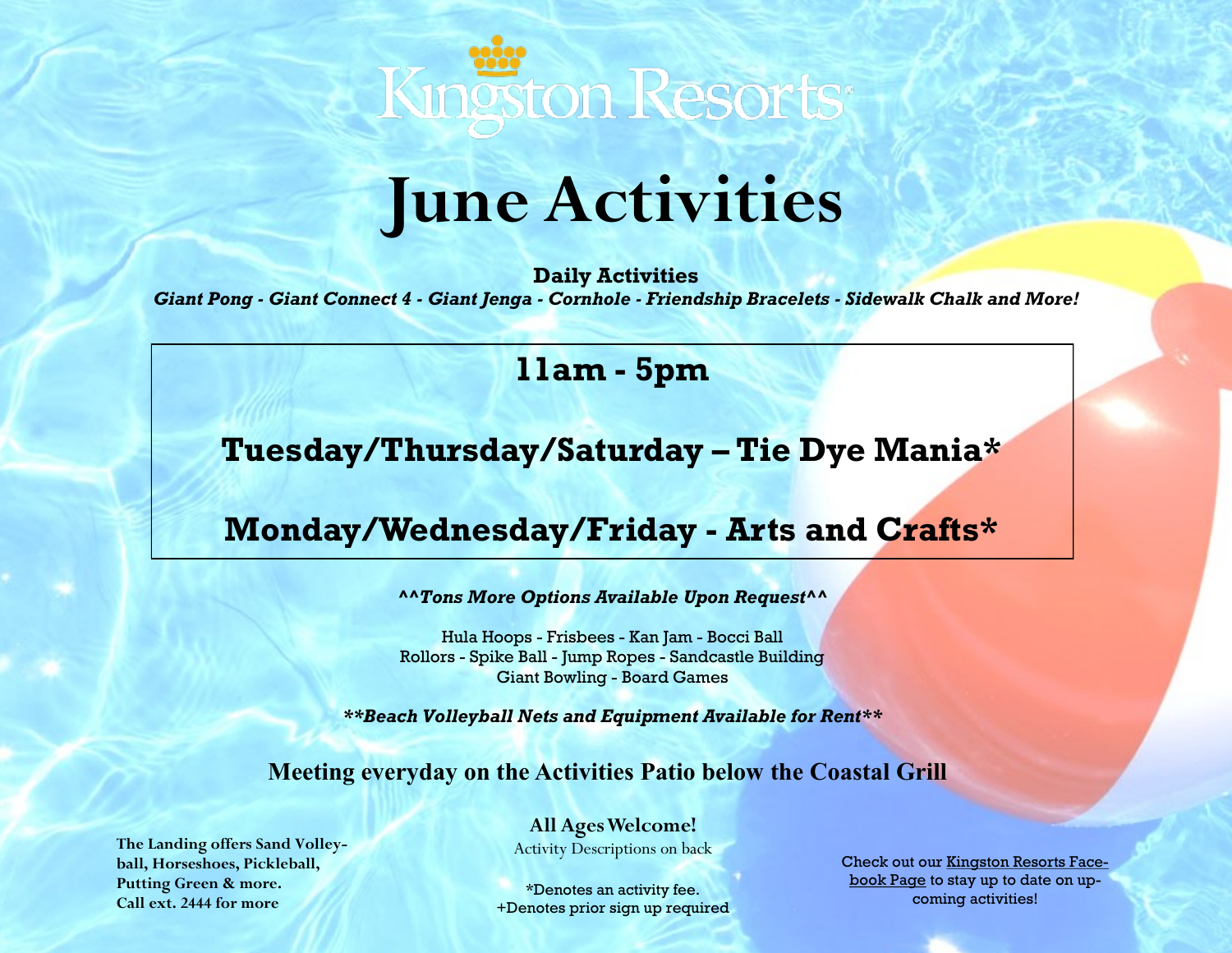Kingston Resorts

# June Activities

**Daily Activities**

***Giant Pong - Giant Connect 4 - Giant Jenga - Cornhole - Friendship Bracelets - Sidewalk Chalk and More!***

## 11am - 5pm

## Tuesday/Thursday/Saturday – Tie Dye Mania*

## Monday/Wednesday/Friday - Arts and Crafts*

***^^Tons More Options Available Upon Request^^***

Hula Hoops - Frisbees - Kan Jam - Bocci Ball
Rollors - Spike Ball - Jump Ropes - Sandcastle Building
Giant Bowling - Board Games

***\*\*Beach Volleyball Nets and Equipment Available for Rent\*\****

**Meeting everyday on the Activities Patio below the Coastal Grill**

**All Ages Welcome!**

Activity Descriptions on back

*Denotes an activity fee.
+Denotes prior sign up required

**The Landing offers Sand Volleyball, Horseshoes, Pickleball, Putting Green & more. Call ext. 2444 for more**

Check out our Kingston Resorts Facebook Page to stay up to date on upcoming activities!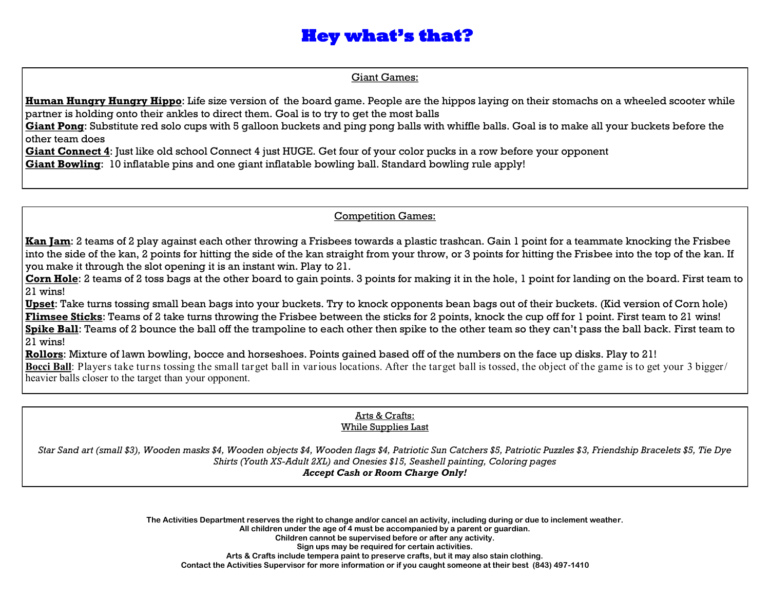# Hey what's that?

## Giant Games:

**Human Hungry Hungry Hippo**: Life size version of the board game. People are the hippos laying on their stomachs on a wheeled scooter while partner is holding onto their ankles to direct them. Goal is to try to get the most balls

**Giant Pong**: Substitute red solo cups with 5 galloon buckets and ping pong balls with whiffle balls. Goal is to make all your buckets before the other team does

**Giant Connect 4**: Just like old school Connect 4 just HUGE. Get four of your color pucks in a row before your opponent

**Giant Bowling**: 10 inflatable pins and one giant inflatable bowling ball. Standard bowling rule apply!

## Competition Games:

**Kan Jam**: 2 teams of 2 play against each other throwing a Frisbees towards a plastic trashcan. Gain 1 point for a teammate knocking the Frisbee into the side of the kan, 2 points for hitting the side of the kan straight from your throw, or 3 points for hitting the Frisbee into the top of the kan. If you make it through the slot opening it is an instant win. Play to 21.

**Corn Hole**: 2 teams of 2 toss bags at the other board to gain points. 3 points for making it in the hole, 1 point for landing on the board. First team to 21 wins!

**Upset**: Take turns tossing small bean bags into your buckets. Try to knock opponents bean bags out of their buckets. (Kid version of Corn hole)

**Flimsee Sticks**: Teams of 2 take turns throwing the Frisbee between the sticks for 2 points, knock the cup off for 1 point. First team to 21 wins!

**Spike Ball**: Teams of 2 bounce the ball off the trampoline to each other then spike to the other team so they can't pass the ball back. First team to 21 wins!

**Rollors**: Mixture of lawn bowling, bocce and horseshoes. Points gained based off of the numbers on the face up disks. Play to 21!

**Bocci Ball**: Players take turns tossing the small target ball in various locations. After the target ball is tossed, the object of the game is to get your 3 bigger/ heavier balls closer to the target than your opponent.

## Arts & Crafts:
## While Supplies Last

*Star Sand art (small $3), Wooden masks $4, Wooden objects $4, Wooden flags $4, Patriotic Sun Catchers $5, Patriotic Puzzles $3, Friendship Bracelets $5, Tie Dye Shirts (Youth XS-Adult 2XL) and Onesies $15, Seashell painting, Coloring pages*

***Accept Cash or Room Charge Only!***

**The Activities Department reserves the right to change and/or cancel an activity, including during or due to inclement weather.**
**All children under the age of 4 must be accompanied by a parent or guardian.**
**Children cannot be supervised before or after any activity.**
**Sign ups may be required for certain activities.**
**Arts & Crafts include tempera paint to preserve crafts, but it may also stain clothing.**
**Contact the Activities Supervisor for more information or if you caught someone at their best (843) 497-1410**